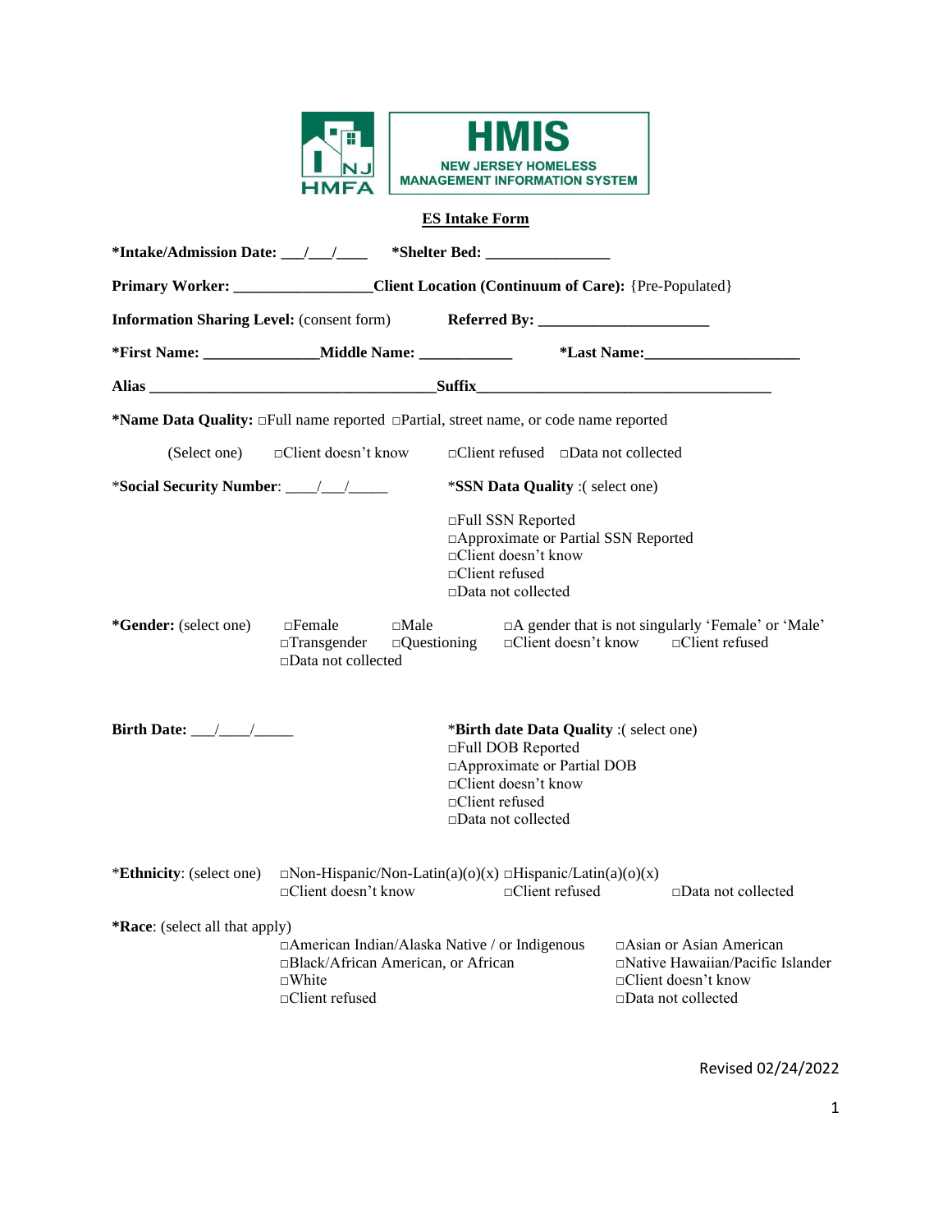HMIS
NEW JERSEY HOMELESS MANAGEMENT INFORMATION SYSTEM

NJ HMFA

## ES Intake Form

**\*Intake/Admission Date: \_\_\_/\_\_\_/\_\_\_\_** **\*Shelter Bed: \_\_\_\_\_\_\_\_\_\_\_\_\_\_\_\_**

**Primary Worker: \_\_\_\_\_\_\_\_\_\_\_\_\_\_\_\_\_\_Client Location (Continuum of Care):** {Pre-Populated}

**Information Sharing Level:** (consent form) **Referred By: \_\_\_\_\_\_\_\_\_\_\_\_\_\_\_\_\_\_\_\_\_\_**

**\*First Name: \_\_\_\_\_\_\_\_\_\_\_\_\_\_\_Middle Name: \_\_\_\_\_\_\_\_\_\_\_\_** **\*Last Name:\_\_\_\_\_\_\_\_\_\_\_\_\_\_\_\_\_\_\_\_**

**Alias \_\_\_\_\_\_\_\_\_\_\_\_\_\_\_\_\_\_\_\_\_\_\_\_\_\_\_\_\_\_\_\_\_\_\_\_\_\_Suffix\_\_\_\_\_\_\_\_\_\_\_\_\_\_\_\_\_\_\_\_\_\_\_\_\_\_\_\_\_\_\_\_\_\_\_\_\_\_**

**\*Name Data Quality:** □Full name reported □Partial, street name, or code name reported

(Select one) □Client doesn't know □Client refused □Data not collected

\***Social Security Number**: \_\_\_\_/\_\_\_/\_\_\_\_\_

\***SSN Data Quality** :( select one)

□Full SSN Reported
□Approximate or Partial SSN Reported
□Client doesn't know
□Client refused
□Data not collected

**\*Gender:** (select one) □Female □Male □A gender that is not singularly 'Female' or 'Male' □Transgender □Questioning □Client doesn't know □Client refused □Data not collected

**Birth Date:** \_\_\_/\_\_\_\_/\_\_\_\_\_

\***Birth date Data Quality** :( select one)

□Full DOB Reported
□Approximate or Partial DOB
□Client doesn't know
□Client refused
□Data not collected

\***Ethnicity**: (select one) □Non-Hispanic/Non-Latin(a)(o)(x) □Hispanic/Latin(a)(o)(x) □Client doesn't know □Client refused □Data not collected

**\*Race**: (select all that apply)

□American Indian/Alaska Native / or Indigenous
□Asian or Asian American
□Black/African American, or African
□Native Hawaiian/Pacific Islander
□White
□Client doesn't know
□Client refused
□Data not collected

Revised 02/24/2022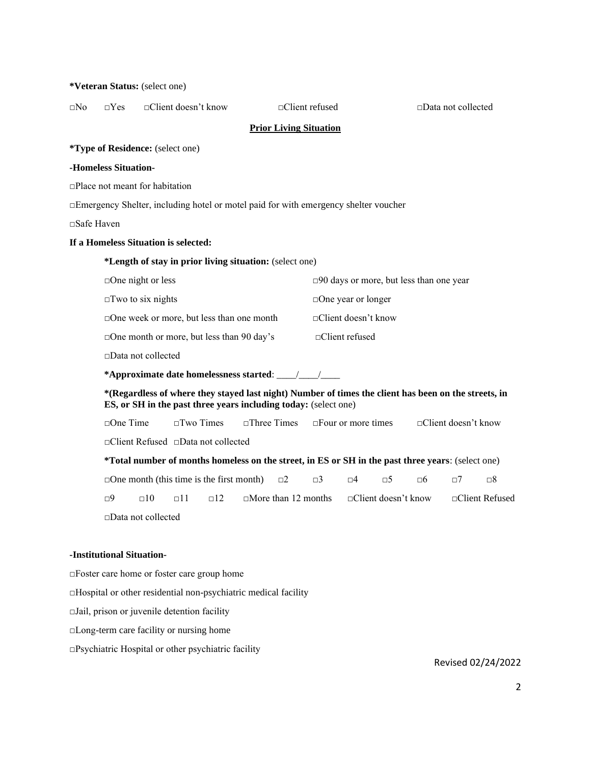**\*Veteran Status:** (select one)

□No □Yes □Client doesn't know □Client refused □Data not collected

**Prior Living Situation**

**\*Type of Residence:** (select one)

**-Homeless Situation-**

□Place not meant for habitation

□Emergency Shelter, including hotel or motel paid for with emergency shelter voucher

□Safe Haven

**If a Homeless Situation is selected:**

**\*Length of stay in prior living situation:** (select one)

□One night or less □90 days or more, but less than one year

□Two to six nights □One year or longer

□One week or more, but less than one month □Client doesn't know

□One month or more, but less than 90 day's □Client refused

□Data not collected

**\*Approximate date homelessness started**: \_\_\_\_/\_\_\_\_/\_\_\_\_

**\*(Regardless of where they stayed last night) Number of times the client has been on the streets, in ES, or SH in the past three years including today:** (select one)

□One Time □Two Times □Three Times □Four or more times □Client doesn't know

□Client Refused □Data not collected

**\*Total number of months homeless on the street, in ES or SH in the past three years**: (select one)

□One month (this time is the first month) □2 □3 □4 □5 □6 □7 □8

□9 □10 □11 □12 □More than 12 months □Client doesn't know □Client Refused

□Data not collected

**-Institutional Situation-**

□Foster care home or foster care group home

□Hospital or other residential non-psychiatric medical facility

□Jail, prison or juvenile detention facility

□Long-term care facility or nursing home

□Psychiatric Hospital or other psychiatric facility

Revised 02/24/2022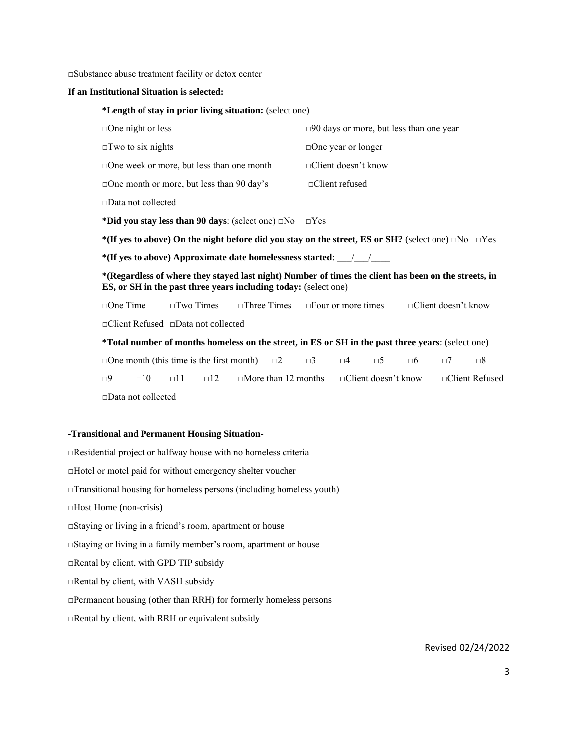□Substance abuse treatment facility or detox center

**If an Institutional Situation is selected:**

**\*Length of stay in prior living situation:** (select one)

□One night or less
□90 days or more, but less than one year
□Two to six nights
□One year or longer
□One week or more, but less than one month
□Client doesn't know
□One month or more, but less than 90 day's
□Client refused
□Data not collected

**\*Did you stay less than 90 days**: (select one) □No □Yes

**\*(If yes to above) On the night before did you stay on the street, ES or SH?** (select one) □No □Yes

**\*(If yes to above) Approximate date homelessness started**: ___/___/____

**\*(Regardless of where they stayed last night) Number of times the client has been on the streets, in ES, or SH in the past three years including today:** (select one)

□One Time □Two Times □Three Times □Four or more times □Client doesn't know

□Client Refused □Data not collected

**\*Total number of months homeless on the street, in ES or SH in the past three years**: (select one)

□One month (this time is the first month) □2 □3 □4 □5 □6 □7 □8

□9 □10 □11 □12 □More than 12 months □Client doesn't know □Client Refused

□Data not collected

**-Transitional and Permanent Housing Situation-**

□Residential project or halfway house with no homeless criteria

□Hotel or motel paid for without emergency shelter voucher

□Transitional housing for homeless persons (including homeless youth)

□Host Home (non-crisis)

□Staying or living in a friend's room, apartment or house

□Staying or living in a family member's room, apartment or house

□Rental by client, with GPD TIP subsidy

□Rental by client, with VASH subsidy

□Permanent housing (other than RRH) for formerly homeless persons

□Rental by client, with RRH or equivalent subsidy

Revised 02/24/2022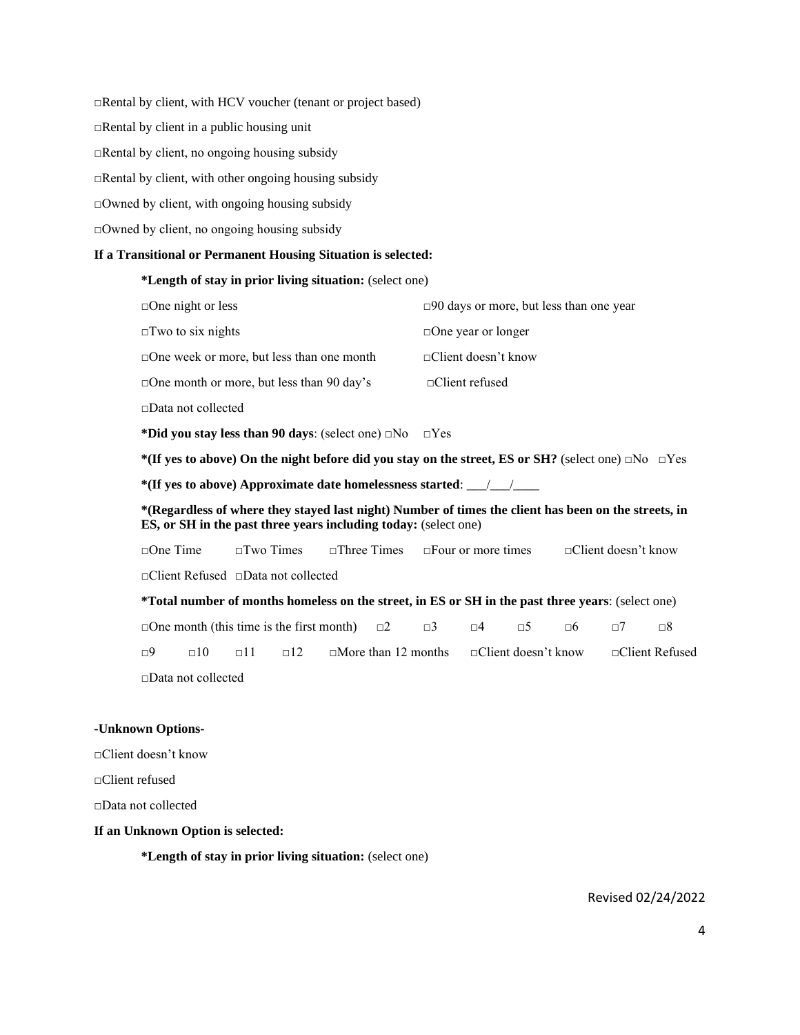□Rental by client, with HCV voucher (tenant or project based)

□Rental by client in a public housing unit

□Rental by client, no ongoing housing subsidy

□Rental by client, with other ongoing housing subsidy

□Owned by client, with ongoing housing subsidy

□Owned by client, no ongoing housing subsidy

**If a Transitional or Permanent Housing Situation is selected:**

**\*Length of stay in prior living situation:** (select one)

□One night or less

□Two to six nights

□One week or more, but less than one month

□One month or more, but less than 90 day's

□90 days or more, but less than one year

□One year or longer

□Client doesn't know

□Client refused

□Data not collected

**\*Did you stay less than 90 days**: (select one) □No □Yes

**\*(If yes to above) On the night before did you stay on the street, ES or SH?** (select one) □No □Yes

**\*(If yes to above) Approximate date homelessness started**: ___/___/____

**\*(Regardless of where they stayed last night) Number of times the client has been on the streets, in ES, or SH in the past three years including today:** (select one)

□One Time □Two Times □Three Times □Four or more times □Client doesn't know

□Client Refused □Data not collected

**\*Total number of months homeless on the street, in ES or SH in the past three years**: (select one)

□One month (this time is the first month) □2 □3 □4 □5 □6 □7 □8

□9 □10 □11 □12 □More than 12 months □Client doesn't know □Client Refused

□Data not collected

**-Unknown Options-**

□Client doesn't know

□Client refused

□Data not collected

**If an Unknown Option is selected:**

**\*Length of stay in prior living situation:** (select one)

Revised 02/24/2022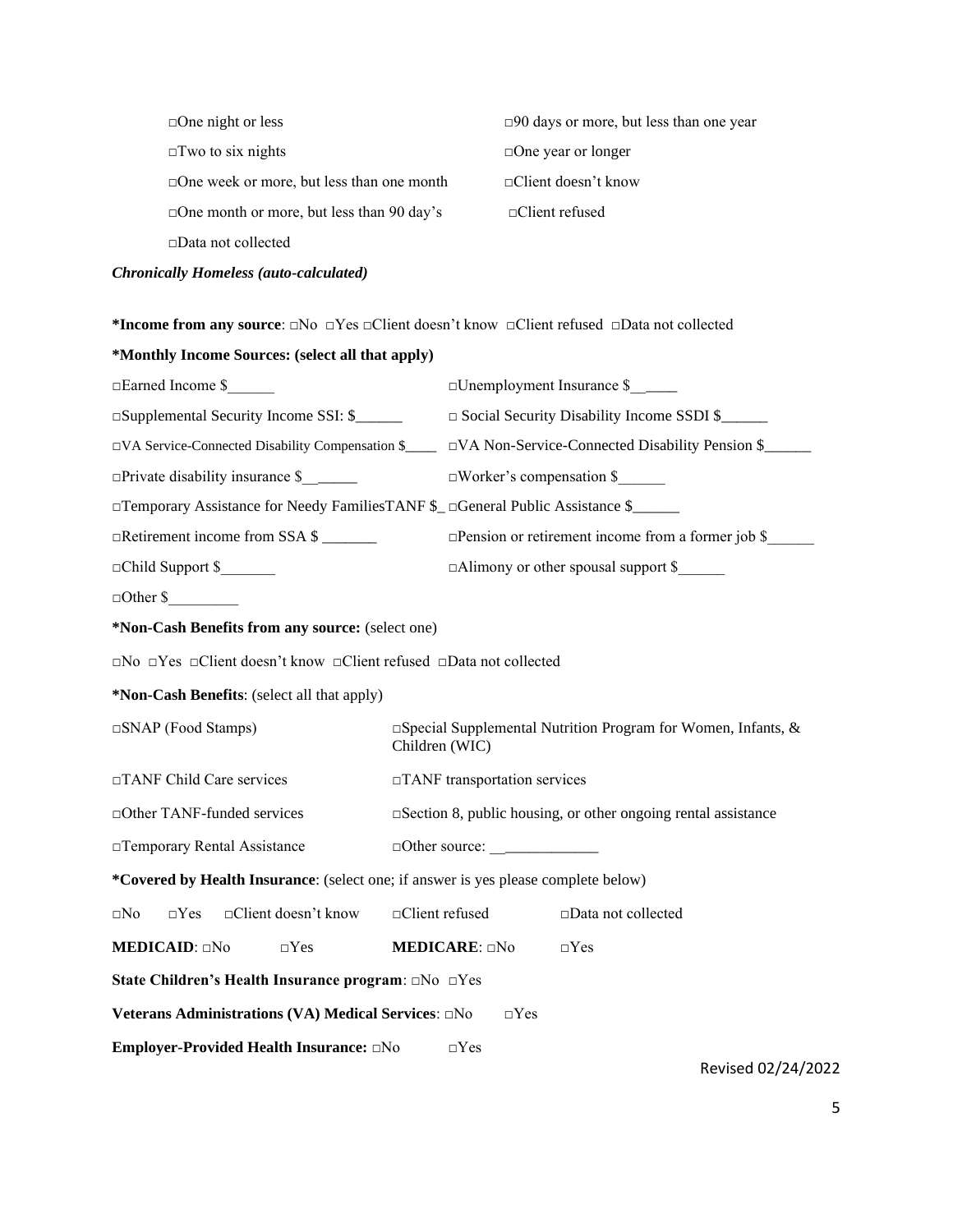□One night or less

□Two to six nights

□One week or more, but less than one month

□One month or more, but less than 90 day's

□Data not collected

□90 days or more, but less than one year

□One year or longer

□Client doesn't know

□Client refused

***Chronically Homeless (auto-calculated)***

**\*Income from any source**: □No □Yes □Client doesn't know □Client refused □Data not collected

**\*Monthly Income Sources: (select all that apply)**

□Earned Income $______ □Unemployment Insurance $______

□Supplemental Security Income SSI: $______ □ Social Security Disability Income SSDI $______

□VA Service-Connected Disability Compensation $____ □VA Non-Service-Connected Disability Pension $______

□Private disability insurance $______ □Worker's compensation $______

□Temporary Assistance for Needy FamiliesTANF $_ □General Public Assistance $______

□Retirement income from SSA $ _______ □Pension or retirement income from a former job $______

□Child Support $_______ □Alimony or other spousal support $______

□Other $_________

**\*Non-Cash Benefits from any source:** (select one)

□No □Yes □Client doesn't know □Client refused □Data not collected

**\*Non-Cash Benefits**: (select all that apply)

□SNAP (Food Stamps) □Special Supplemental Nutrition Program for Women, Infants, & Children (WIC)

□TANF Child Care services □TANF transportation services

□Other TANF-funded services □Section 8, public housing, or other ongoing rental assistance

□Temporary Rental Assistance □Other source: _____________

**\*Covered by Health Insurance**: (select one; if answer is yes please complete below)

□No □Yes □Client doesn't know □Client refused □Data not collected

**MEDICAID**: □No □Yes **MEDICARE**: □No □Yes

**State Children's Health Insurance program**: □No □Yes

**Veterans Administrations (VA) Medical Services**: □No □Yes

**Employer-Provided Health Insurance:** □No □Yes

Revised 02/24/2022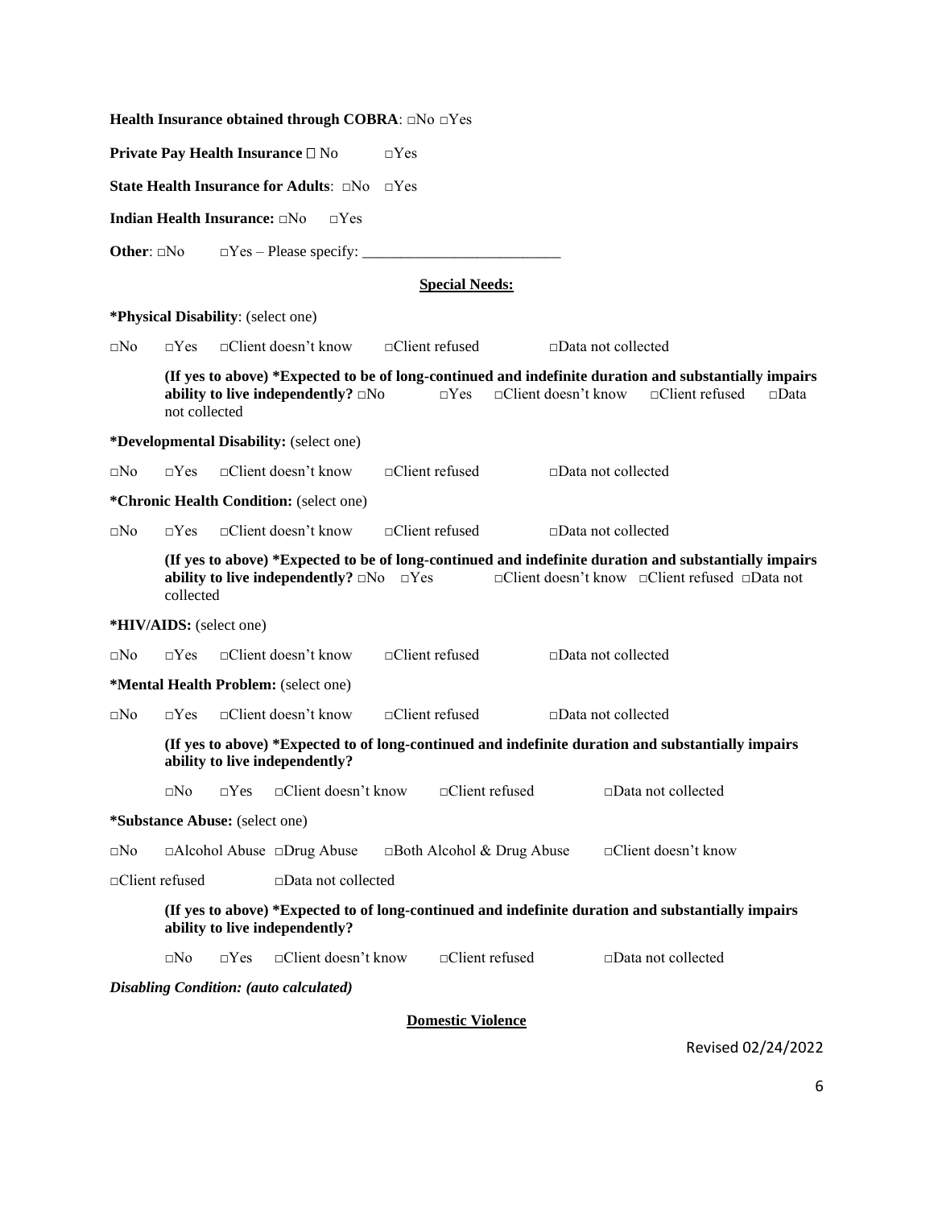**Health Insurance obtained through COBRA**: □No □Yes

**Private Pay Health Insurance** □ No □Yes

**State Health Insurance for Adults**: □No □Yes

**Indian Health Insurance:** □No □Yes

**Other**: □No □Yes – Please specify: ___________________________

## Special Needs:

***Physical Disability**: (select one)

□No □Yes □Client doesn't know □Client refused □Data not collected

**(If yes to above) *Expected to be of long-continued and indefinite duration and substantially impairs ability to live independently?** □No □Yes □Client doesn't know □Client refused □Data not collected

***Developmental Disability:** (select one)

□No □Yes □Client doesn't know □Client refused □Data not collected

***Chronic Health Condition:** (select one)

□No □Yes □Client doesn't know □Client refused □Data not collected

**(If yes to above) *Expected to be of long-continued and indefinite duration and substantially impairs ability to live independently?** □No □Yes □Client doesn't know □Client refused □Data not collected

***HIV/AIDS:** (select one)

□No □Yes □Client doesn't know □Client refused □Data not collected

***Mental Health Problem:** (select one)

□No □Yes □Client doesn't know □Client refused □Data not collected

**(If yes to above) *Expected to of long-continued and indefinite duration and substantially impairs ability to live independently?**

□No □Yes □Client doesn't know □Client refused □Data not collected

***Substance Abuse:** (select one)

□No □Alcohol Abuse □Drug Abuse □Both Alcohol & Drug Abuse □Client doesn't know

□Client refused □Data not collected

**(If yes to above) *Expected to of long-continued and indefinite duration and substantially impairs ability to live independently?**

□No □Yes □Client doesn't know □Client refused □Data not collected

***Disabling Condition: (auto calculated)***

## Domestic Violence

Revised 02/24/2022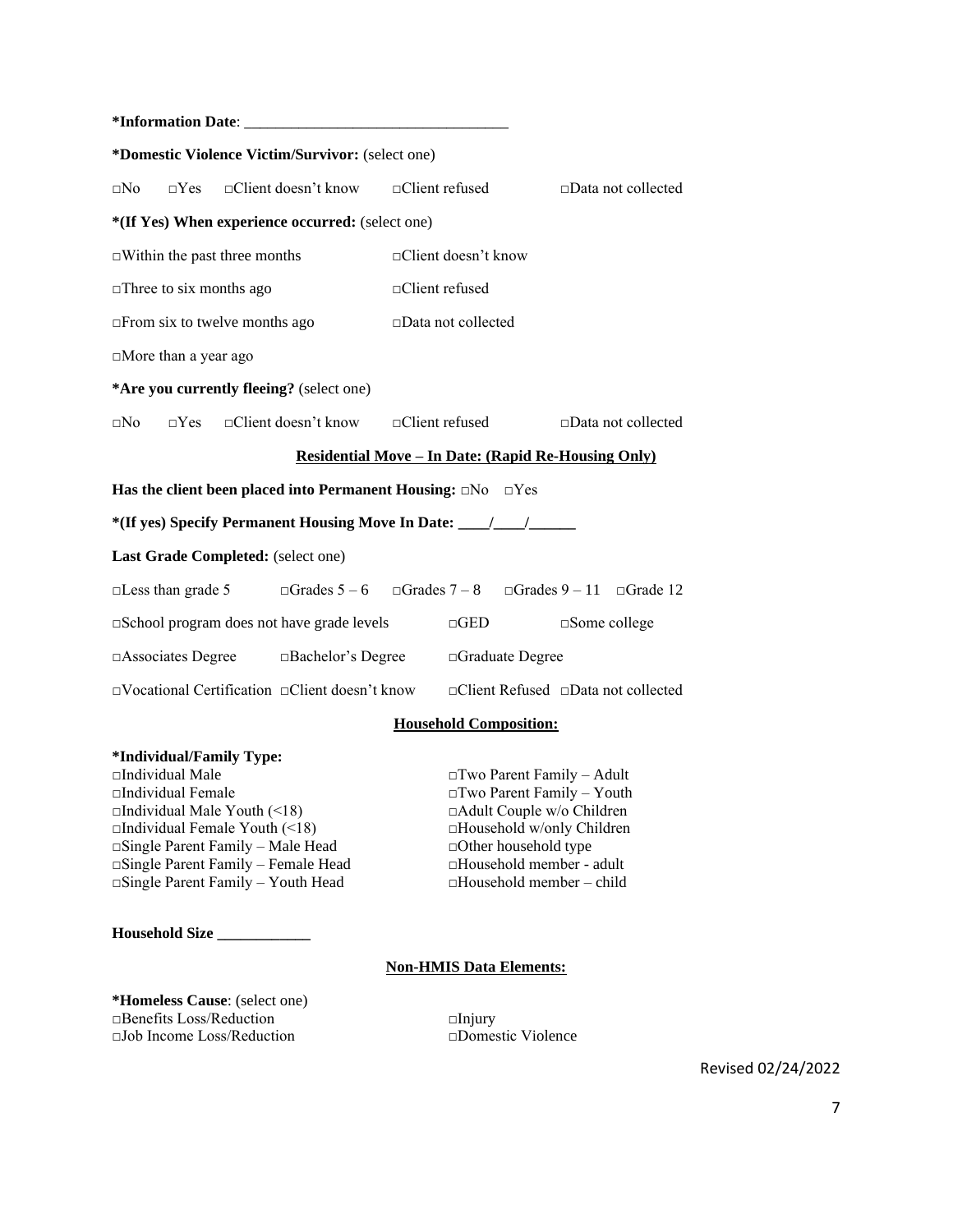**\*Information Date**: ___________________________________

**\*Domestic Violence Victim/Survivor:** (select one)

□No □Yes □Client doesn't know □Client refused □Data not collected

**\*(If Yes) When experience occurred:** (select one)

□Within the past three months □Client doesn't know

□Three to six months ago □Client refused

□From six to twelve months ago □Data not collected

□More than a year ago

**\*Are you currently fleeing?** (select one)

□No □Yes □Client doesn't know □Client refused □Data not collected

**Residential Move – In Date: (Rapid Re-Housing Only)**

**Has the client been placed into Permanent Housing:** □No □Yes

**\*(If yes) Specify Permanent Housing Move In Date: ____/____/______**

**Last Grade Completed:** (select one)

□Less than grade 5 □Grades 5 – 6 □Grades 7 – 8 □Grades 9 – 11 □Grade 12

□School program does not have grade levels □GED □Some college

□Associates Degree □Bachelor's Degree □Graduate Degree

□Vocational Certification □Client doesn't know □Client Refused □Data not collected

**Household Composition:**

**\*Individual/Family Type:**

□Individual Male
□Individual Female
□Individual Male Youth (<18)
□Individual Female Youth (<18)
□Single Parent Family – Male Head
□Single Parent Family – Female Head
□Single Parent Family – Youth Head
□Two Parent Family – Adult
□Two Parent Family – Youth
□Adult Couple w/o Children
□Household w/only Children
□Other household type
□Household member - adult
□Household member – child

**Household Size ____________**

**Non-HMIS Data Elements:**

**\*Homeless Cause**: (select one)

□Benefits Loss/Reduction
□Job Income Loss/Reduction
□Injury
□Domestic Violence

Revised 02/24/2022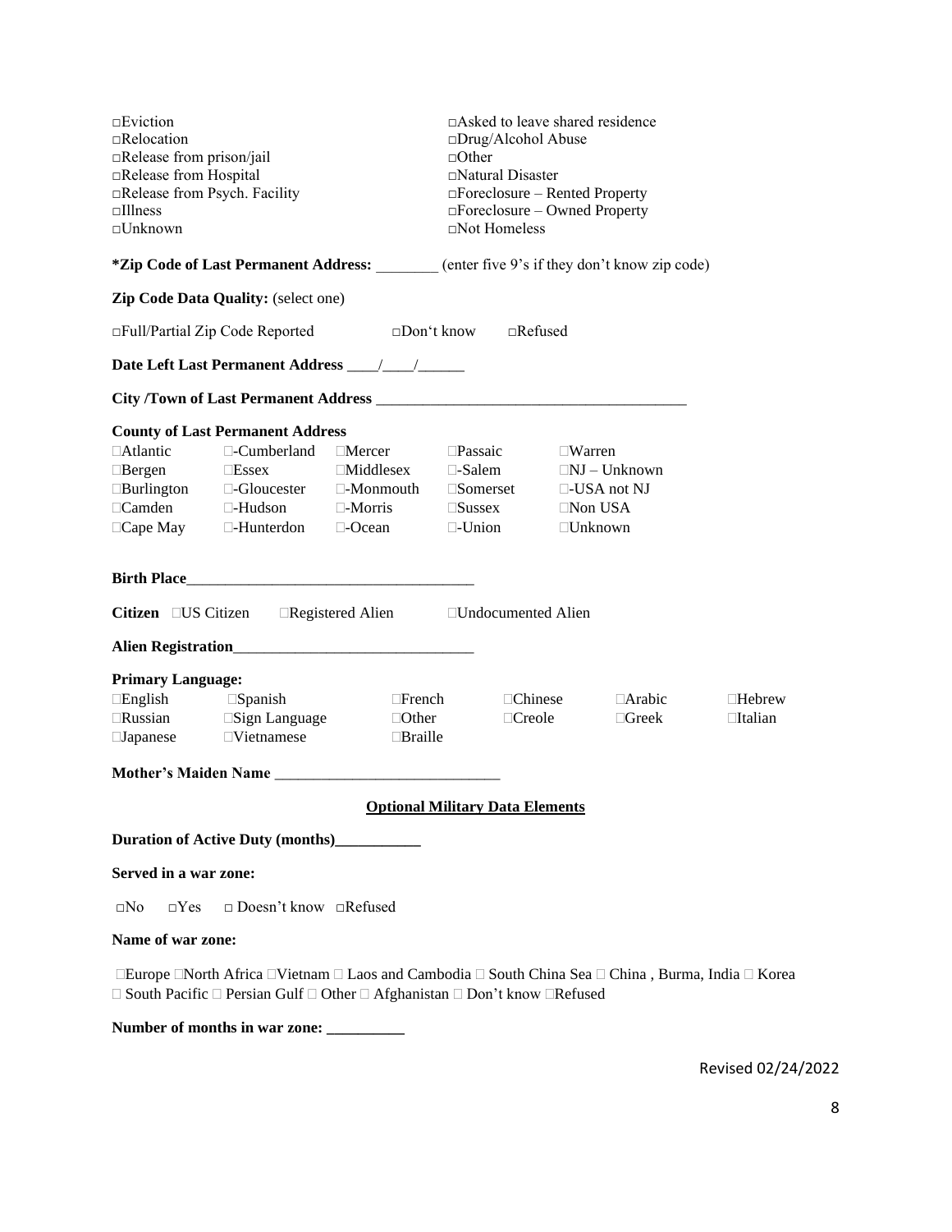□Eviction
□Relocation
□Release from prison/jail
□Release from Hospital
□Release from Psych. Facility
□Illness
□Unknown
□Asked to leave shared residence
□Drug/Alcohol Abuse
□Other
□Natural Disaster
□Foreclosure – Rented Property
□Foreclosure – Owned Property
□Not Homeless

**\*Zip Code of Last Permanent Address:** ________ (enter five 9's if they don't know zip code)

**Zip Code Data Quality:** (select one)

□Full/Partial Zip Code Reported □Don't know □Refused

**Date Left Last Permanent Address** ____/____/______

**City /Town of Last Permanent Address** ________________________________________

**County of Last Permanent Address**

| | | | | |
|---|---|---|---|---|
| □Atlantic | □-Cumberland | □Mercer | □Passaic | □Warren |
| □Bergen | □Essex | □Middlesex | □-Salem | □NJ – Unknown |
| □Burlington | □-Gloucester | □-Monmouth | □Somerset | □-USA not NJ |
| □Camden | □-Hudson | □-Morris | □Sussex | □Non USA |
| □Cape May | □-Hunterdon | □-Ocean | □-Union | □Unknown |

**Birth Place**____________________________________

**Citizen** □US Citizen □Registered Alien □Undocumented Alien

**Alien Registration**_______________________________

**Primary Language:**

| | | | | | |
|---|---|---|---|---|---|
| □English | □Spanish | □French | □Chinese | □Arabic | □Hebrew |
| □Russian | □Sign Language | □Other | □Creole | □Greek | □Italian |
| □Japanese | □Vietnamese | □Braille | | | |

**Mother's Maiden Name** _____________________________

**Optional Military Data Elements**

**Duration of Active Duty (months)**___________

**Served in a war zone:**

□No □Yes □ Doesn't know □Refused

**Name of war zone:**

□Europe □North Africa □Vietnam □ Laos and Cambodia □ South China Sea □ China , Burma, India □ Korea □ South Pacific □ Persian Gulf □ Other □ Afghanistan □ Don't know □Refused

**Number of months in war zone: __________**

Revised 02/24/2022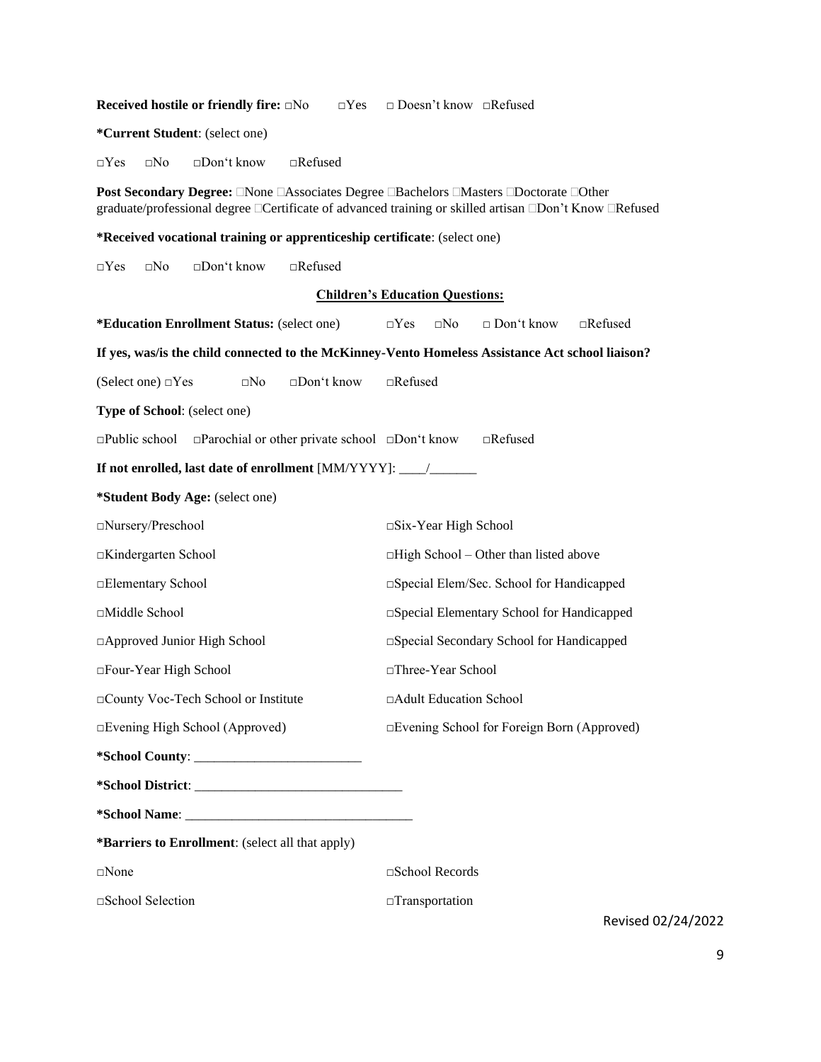**Received hostile or friendly fire:** □No □Yes □ Doesn't know □Refused

**\*Current Student**: (select one)

□Yes □No □Don't know □Refused

**Post Secondary Degree:** □None □Associates Degree □Bachelors □Masters □Doctorate □Other graduate/professional degree □Certificate of advanced training or skilled artisan □Don't Know □Refused

**\*Received vocational training or apprenticeship certificate**: (select one)

□Yes □No □Don't know □Refused

**Children's Education Questions:**

**\*Education Enrollment Status:** (select one) □Yes □No □ Don't know □Refused

**If yes, was/is the child connected to the McKinney-Vento Homeless Assistance Act school liaison?**

(Select one) □Yes □No □Don't know □Refused

**Type of School**: (select one)

□Public school □Parochial or other private school □Don't know □Refused

**If not enrolled, last date of enrollment** [MM/YYYY]: ____/_______

**\*Student Body Age:** (select one)

□Nursery/Preschool

□Kindergarten School

□Elementary School

□Middle School

□Approved Junior High School

□Four-Year High School

□County Voc-Tech School or Institute

□Evening High School (Approved)

□Six-Year High School

□High School – Other than listed above

□Special Elem/Sec. School for Handicapped

□Special Elementary School for Handicapped

□Special Secondary School for Handicapped

□Three-Year School

□Adult Education School

□Evening School for Foreign Born (Approved)

**\*School County**: ________________________

**\*School District**: ______________________________

**\*School Name**: ________________________________

**\*Barriers to Enrollment**: (select all that apply)

□None

□School Selection

□School Records

□Transportation

Revised 02/24/2022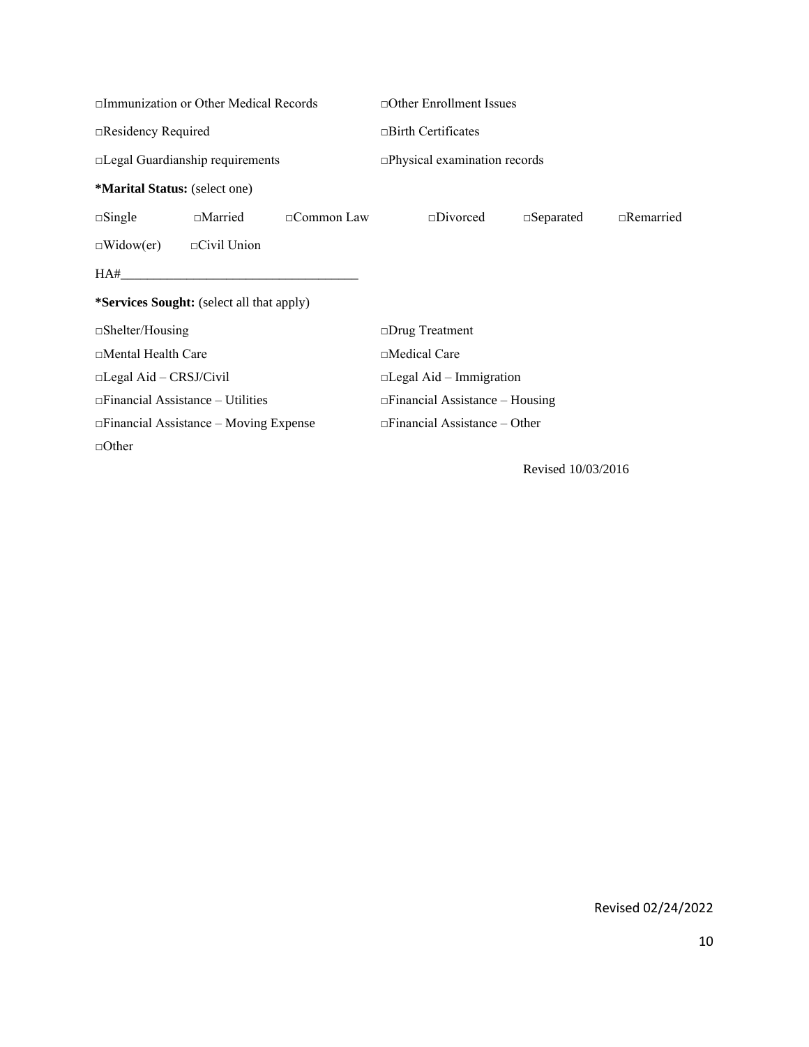□Immunization or Other Medical Records

□Other Enrollment Issues

□Residency Required

□Birth Certificates

□Legal Guardianship requirements

□Physical examination records

**\*Marital Status:** (select one)

□Single □Married □Common Law □Divorced □Separated □Remarried

□Widow(er) □Civil Union

HA#___________________________________

**\*Services Sought:** (select all that apply)

□Shelter/Housing

□Drug Treatment

□Mental Health Care

□Medical Care

□Legal Aid – CRSJ/Civil

□Legal Aid – Immigration

□Financial Assistance – Utilities

□Financial Assistance – Housing

□Financial Assistance – Moving Expense

□Financial Assistance – Other

□Other

Revised 10/03/2016

Revised 02/24/2022